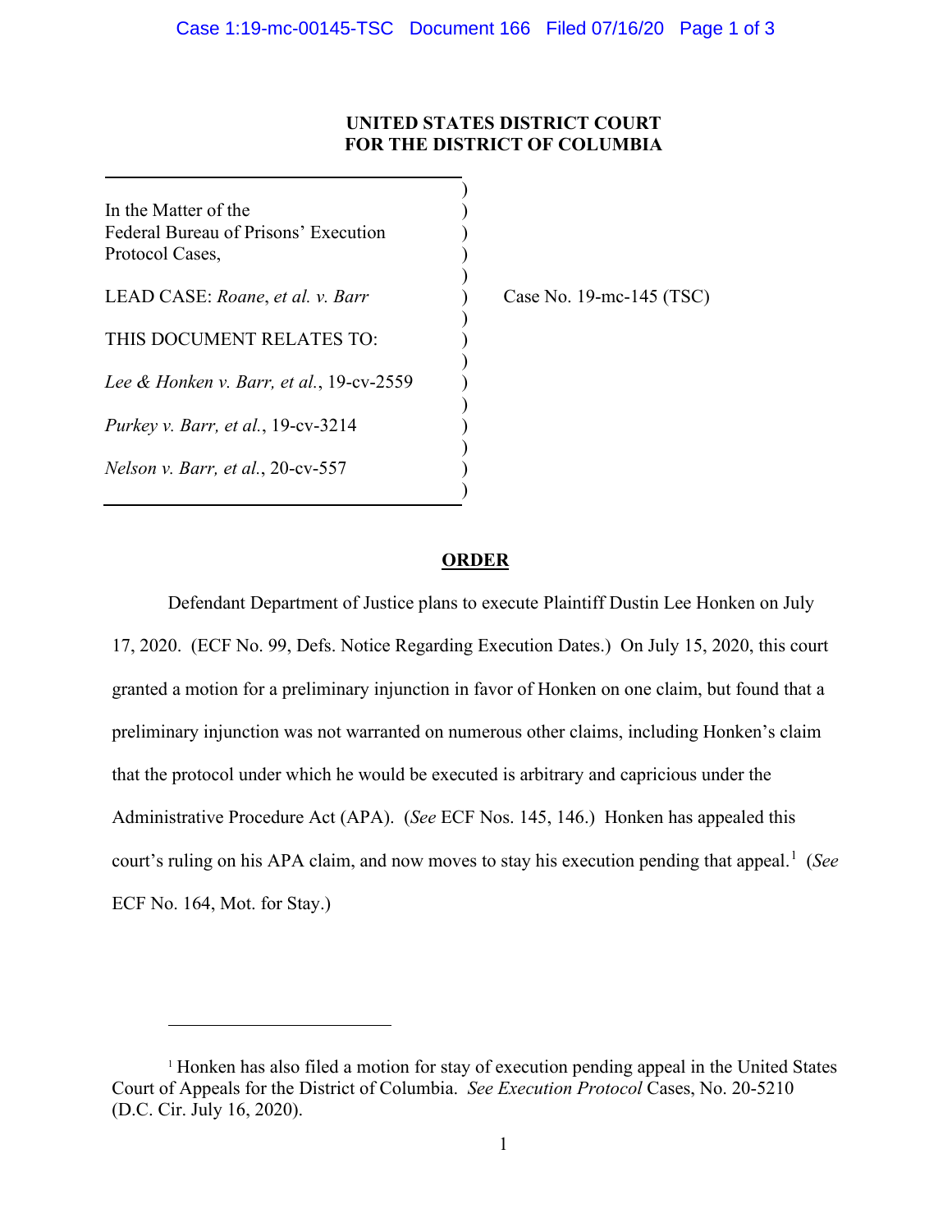**UNITED STATES DISTRICT COURT**
**FOR THE DISTRICT OF COLUMBIA**

In the Matter of the
Federal Bureau of Prisons' Execution
Protocol Cases,

LEAD CASE: *Roane*, *et al. v. Barr*

THIS DOCUMENT RELATES TO:

*Lee & Honken v. Barr, et al.*, 19-cv-2559

*Purkey v. Barr, et al.*, 19-cv-3214

*Nelson v. Barr, et al.*, 20-cv-557

Case No. 19-mc-145 (TSC)

**ORDER**

Defendant Department of Justice plans to execute Plaintiff Dustin Lee Honken on July 17, 2020. (ECF No. 99, Defs. Notice Regarding Execution Dates.) On July 15, 2020, this court granted a motion for a preliminary injunction in favor of Honken on one claim, but found that a preliminary injunction was not warranted on numerous other claims, including Honken's claim that the protocol under which he would be executed is arbitrary and capricious under the Administrative Procedure Act (APA). (*See* ECF Nos. 145, 146.) Honken has appealed this court's ruling on his APA claim, and now moves to stay his execution pending that appeal.[1] (*See* ECF No. 164, Mot. for Stay.)

[1] Honken has also filed a motion for stay of execution pending appeal in the United States Court of Appeals for the District of Columbia. *See Execution Protocol* Cases, No. 20-5210 (D.C. Cir. July 16, 2020).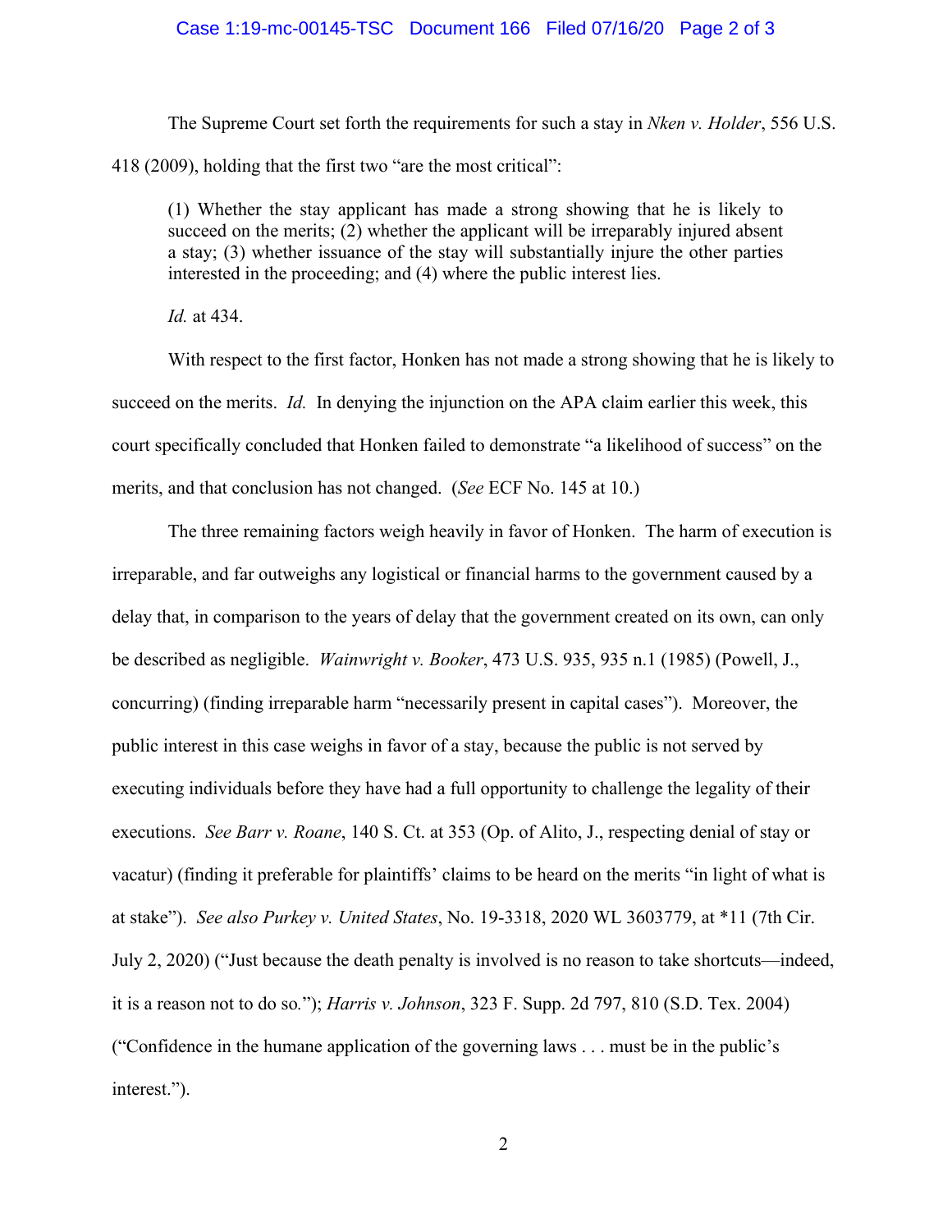The Supreme Court set forth the requirements for such a stay in *Nken v. Holder*, 556 U.S. 418 (2009), holding that the first two "are the most critical":

> (1) Whether the stay applicant has made a strong showing that he is likely to succeed on the merits; (2) whether the applicant will be irreparably injured absent a stay; (3) whether issuance of the stay will substantially injure the other parties interested in the proceeding; and (4) where the public interest lies.
>
> *Id.* at 434.

With respect to the first factor, Honken has not made a strong showing that he is likely to succeed on the merits. *Id.* In denying the injunction on the APA claim earlier this week, this court specifically concluded that Honken failed to demonstrate "a likelihood of success" on the merits, and that conclusion has not changed. (*See* ECF No. 145 at 10.)

The three remaining factors weigh heavily in favor of Honken. The harm of execution is irreparable, and far outweighs any logistical or financial harms to the government caused by a delay that, in comparison to the years of delay that the government created on its own, can only be described as negligible. *Wainwright v. Booker*, 473 U.S. 935, 935 n.1 (1985) (Powell, J., concurring) (finding irreparable harm "necessarily present in capital cases"). Moreover, the public interest in this case weighs in favor of a stay, because the public is not served by executing individuals before they have had a full opportunity to challenge the legality of their executions. *See Barr v. Roane*, 140 S. Ct. at 353 (Op. of Alito, J., respecting denial of stay or vacatur) (finding it preferable for plaintiffs' claims to be heard on the merits "in light of what is at stake"). *See also Purkey v. United States*, No. 19-3318, 2020 WL 3603779, at *11 (7th Cir. July 2, 2020) ("Just because the death penalty is involved is no reason to take shortcuts—indeed, it is a reason not to do so."); *Harris v. Johnson*, 323 F. Supp. 2d 797, 810 (S.D. Tex. 2004) ("Confidence in the humane application of the governing laws . . . must be in the public's interest.").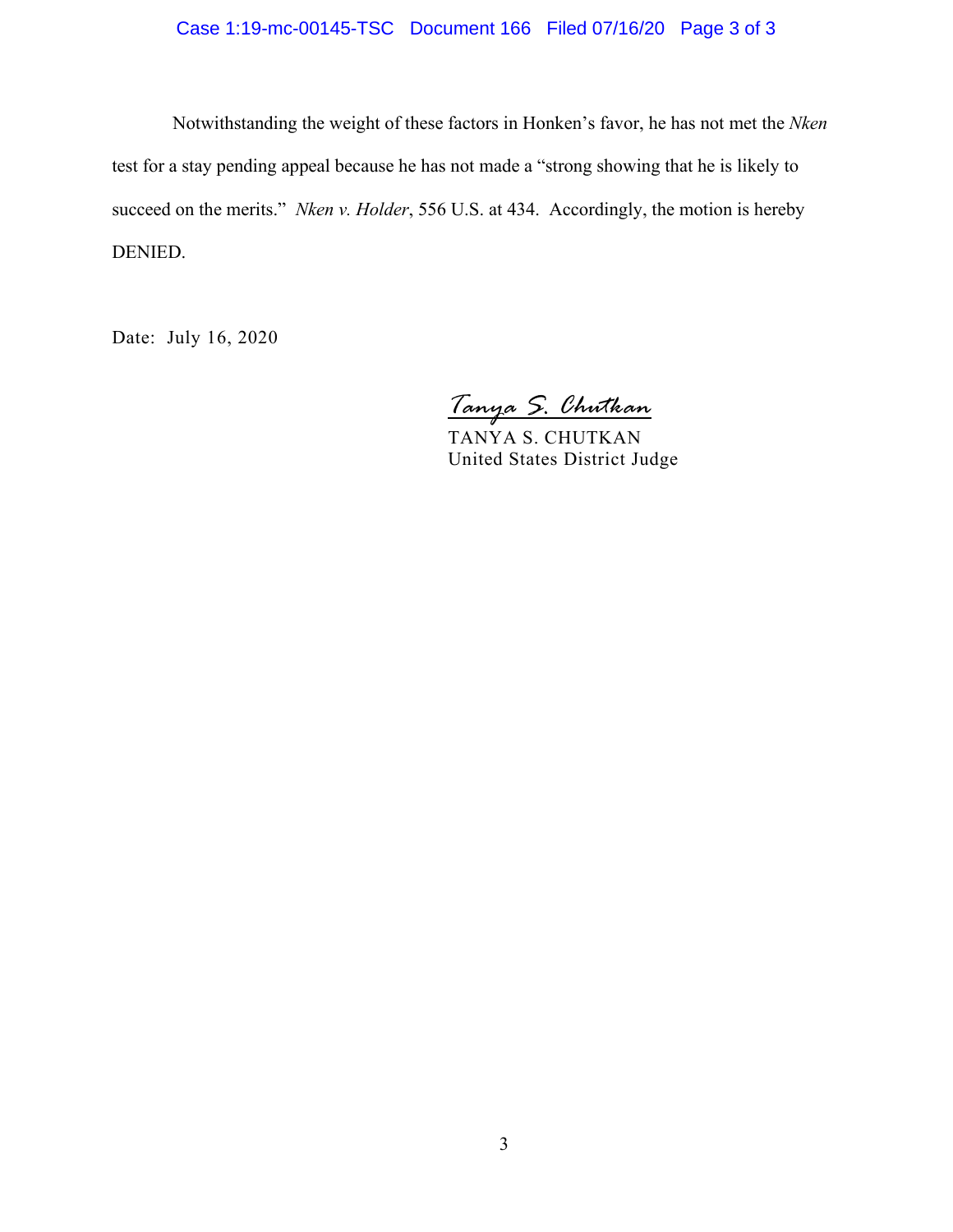Notwithstanding the weight of these factors in Honken's favor, he has not met the *Nken* test for a stay pending appeal because he has not made a "strong showing that he is likely to succeed on the merits." *Nken v. Holder*, 556 U.S. at 434. Accordingly, the motion is hereby DENIED.

Date: July 16, 2020

*Tanya S. Chutkan*

TANYA S. CHUTKAN
United States District Judge